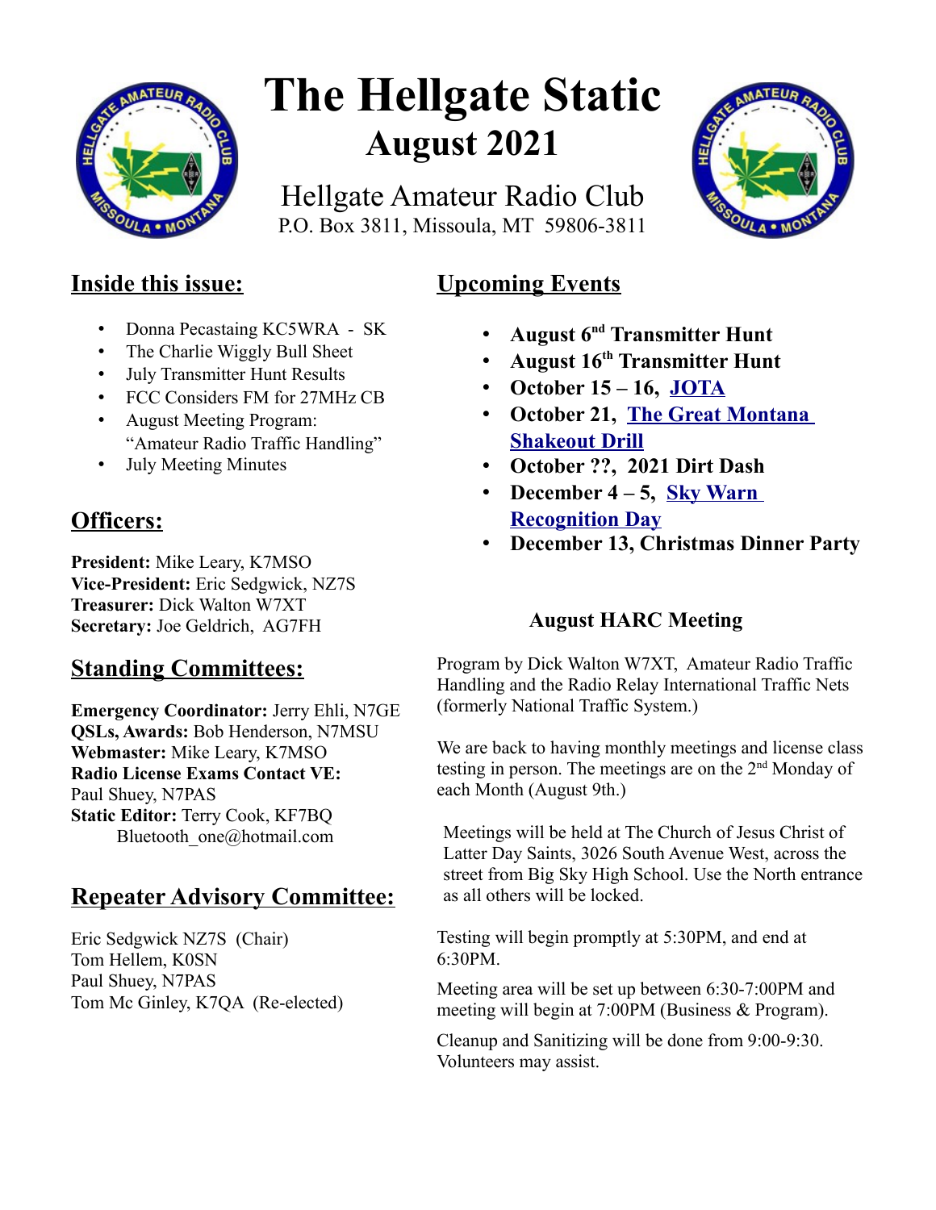# The Hellgate Static

## August 2021

Hellgate Amateur Radio Club
P.O. Box 3811, Missoula, MT 59806-3811

## Inside this issue:

- Donna Pecastaing KC5WRA - SK
- The Charlie Wiggly Bull Sheet
- July Transmitter Hunt Results
- FCC Considers FM for 27MHz CB
- August Meeting Program: "Amateur Radio Traffic Handling"
- July Meeting Minutes

## Officers:

**President:** Mike Leary, K7MSO
**Vice-President:** Eric Sedgwick, NZ7S
**Treasurer:** Dick Walton W7XT
**Secretary:** Joe Geldrich, AG7FH

## Standing Committees:

**Emergency Coordinator:** Jerry Ehli, N7GE
**QSLs, Awards:** Bob Henderson, N7MSU
**Webmaster:** Mike Leary, K7MSO
**Radio License Exams Contact VE:** Paul Shuey, N7PAS
**Static Editor:** Terry Cook, KF7BQ
Bluetooth_one@hotmail.com

## Repeater Advisory Committee:

Eric Sedgwick NZ7S (Chair)
Tom Hellem, K0SN
Paul Shuey, N7PAS
Tom Mc Ginley, K7QA (Re-elected)

## Upcoming Events

- **August 6th Transmitter Hunt**
- **August 16th Transmitter Hunt**
- **October 15 – 16, JOTA**
- **October 21, The Great Montana Shakeout Drill**
- **October ??, 2021 Dirt Dash**
- **December 4 – 5, Sky Warn Recognition Day**
- **December 13, Christmas Dinner Party**

### August HARC Meeting

Program by Dick Walton W7XT, Amateur Radio Traffic Handling and the Radio Relay International Traffic Nets (formerly National Traffic System.)

We are back to having monthly meetings and license class testing in person. The meetings are on the 2nd Monday of each Month (August 9th.)

Meetings will be held at The Church of Jesus Christ of Latter Day Saints, 3026 South Avenue West, across the street from Big Sky High School. Use the North entrance as all others will be locked.

Testing will begin promptly at 5:30PM, and end at 6:30PM.

Meeting area will be set up between 6:30-7:00PM and meeting will begin at 7:00PM (Business & Program).

Cleanup and Sanitizing will be done from 9:00-9:30. Volunteers may assist.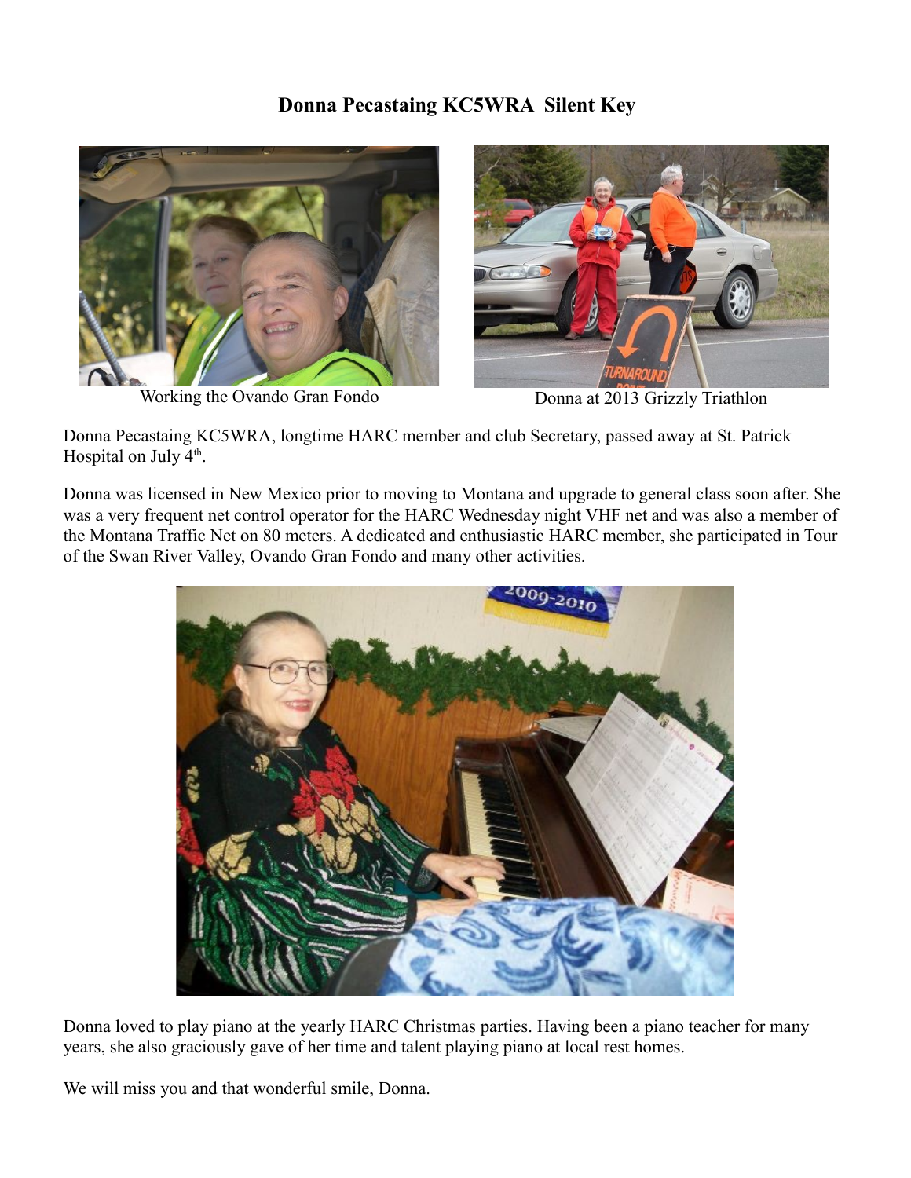# Donna Pecastaing KC5WRA Silent Key

Working the Ovando Gran Fondo

Donna at 2013 Grizzly Triathlon

Donna Pecastaing KC5WRA, longtime HARC member and club Secretary, passed away at St. Patrick Hospital on July 4th.

Donna was licensed in New Mexico prior to moving to Montana and upgrade to general class soon after. She was a very frequent net control operator for the HARC Wednesday night VHF net and was also a member of the Montana Traffic Net on 80 meters. A dedicated and enthusiastic HARC member, she participated in Tour of the Swan River Valley, Ovando Gran Fondo and many other activities.

Donna loved to play piano at the yearly HARC Christmas parties. Having been a piano teacher for many years, she also graciously gave of her time and talent playing piano at local rest homes.

We will miss you and that wonderful smile, Donna.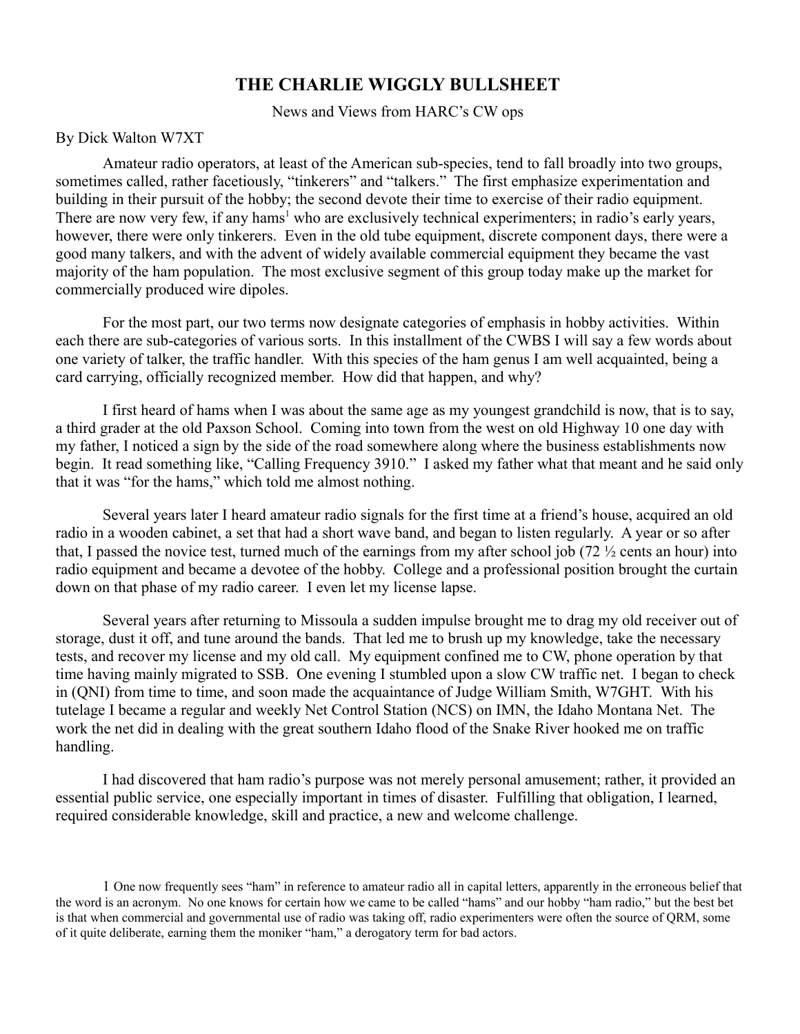# THE CHARLIE WIGGLY BULLSHEET

News and Views from HARC's CW ops

By Dick Walton W7XT

Amateur radio operators, at least of the American sub-species, tend to fall broadly into two groups, sometimes called, rather facetiously, "tinkerers" and "talkers." The first emphasize experimentation and building in their pursuit of the hobby; the second devote their time to exercise of their radio equipment. There are now very few, if any hams[1] who are exclusively technical experimenters; in radio's early years, however, there were only tinkerers. Even in the old tube equipment, discrete component days, there were a good many talkers, and with the advent of widely available commercial equipment they became the vast majority of the ham population. The most exclusive segment of this group today make up the market for commercially produced wire dipoles.

For the most part, our two terms now designate categories of emphasis in hobby activities. Within each there are sub-categories of various sorts. In this installment of the CWBS I will say a few words about one variety of talker, the traffic handler. With this species of the ham genus I am well acquainted, being a card carrying, officially recognized member. How did that happen, and why?

I first heard of hams when I was about the same age as my youngest grandchild is now, that is to say, a third grader at the old Paxson School. Coming into town from the west on old Highway 10 one day with my father, I noticed a sign by the side of the road somewhere along where the business establishments now begin. It read something like, "Calling Frequency 3910." I asked my father what that meant and he said only that it was "for the hams," which told me almost nothing.

Several years later I heard amateur radio signals for the first time at a friend's house, acquired an old radio in a wooden cabinet, a set that had a short wave band, and began to listen regularly. A year or so after that, I passed the novice test, turned much of the earnings from my after school job (72 ½ cents an hour) into radio equipment and became a devotee of the hobby. College and a professional position brought the curtain down on that phase of my radio career. I even let my license lapse.

Several years after returning to Missoula a sudden impulse brought me to drag my old receiver out of storage, dust it off, and tune around the bands. That led me to brush up my knowledge, take the necessary tests, and recover my license and my old call. My equipment confined me to CW, phone operation by that time having mainly migrated to SSB. One evening I stumbled upon a slow CW traffic net. I began to check in (QNI) from time to time, and soon made the acquaintance of Judge William Smith, W7GHT. With his tutelage I became a regular and weekly Net Control Station (NCS) on IMN, the Idaho Montana Net. The work the net did in dealing with the great southern Idaho flood of the Snake River hooked me on traffic handling.

I had discovered that ham radio's purpose was not merely personal amusement; rather, it provided an essential public service, one especially important in times of disaster. Fulfilling that obligation, I learned, required considerable knowledge, skill and practice, a new and welcome challenge.

[1] One now frequently sees "ham" in reference to amateur radio all in capital letters, apparently in the erroneous belief that the word is an acronym. No one knows for certain how we came to be called "hams" and our hobby "ham radio," but the best bet is that when commercial and governmental use of radio was taking off, radio experimenters were often the source of QRM, some of it quite deliberate, earning them the moniker "ham," a derogatory term for bad actors.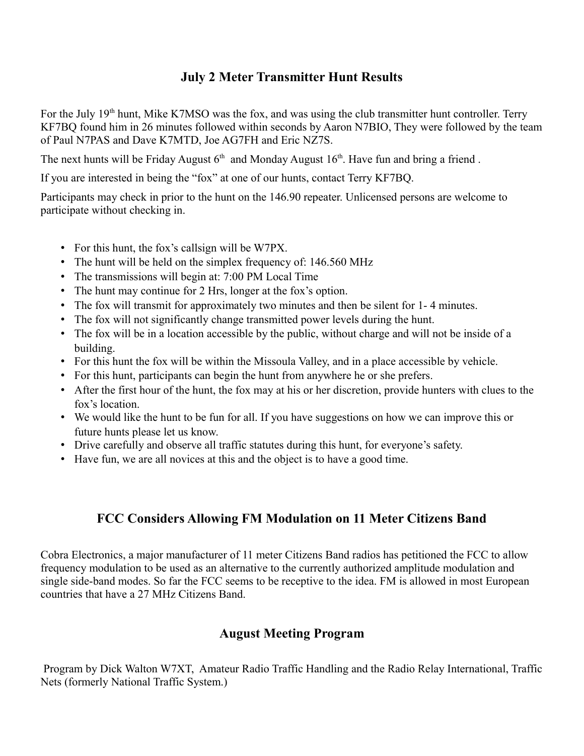## July 2 Meter Transmitter Hunt Results

For the July 19th hunt, Mike K7MSO was the fox, and was using the club transmitter hunt controller. Terry KF7BQ found him in 26 minutes followed within seconds by Aaron N7BIO, They were followed by the team of Paul N7PAS and Dave K7MTD, Joe AG7FH and Eric NZ7S.

The next hunts will be Friday August 6th and Monday August 16th. Have fun and bring a friend .

If you are interested in being the "fox" at one of our hunts, contact Terry KF7BQ.

Participants may check in prior to the hunt on the 146.90 repeater. Unlicensed persons are welcome to participate without checking in.

- For this hunt, the fox's callsign will be W7PX.
- The hunt will be held on the simplex frequency of: 146.560 MHz
- The transmissions will begin at: 7:00 PM Local Time
- The hunt may continue for 2 Hrs, longer at the fox's option.
- The fox will transmit for approximately two minutes and then be silent for 1- 4 minutes.
- The fox will not significantly change transmitted power levels during the hunt.
- The fox will be in a location accessible by the public, without charge and will not be inside of a building.
- For this hunt the fox will be within the Missoula Valley, and in a place accessible by vehicle.
- For this hunt, participants can begin the hunt from anywhere he or she prefers.
- After the first hour of the hunt, the fox may at his or her discretion, provide hunters with clues to the fox's location.
- We would like the hunt to be fun for all. If you have suggestions on how we can improve this or future hunts please let us know.
- Drive carefully and observe all traffic statutes during this hunt, for everyone's safety.
- Have fun, we are all novices at this and the object is to have a good time.

## FCC Considers Allowing FM Modulation on 11 Meter Citizens Band

Cobra Electronics, a major manufacturer of 11 meter Citizens Band radios has petitioned the FCC to allow frequency modulation to be used as an alternative to the currently authorized amplitude modulation and single side-band modes. So far the FCC seems to be receptive to the idea. FM is allowed in most European countries that have a 27 MHz Citizens Band.

## August Meeting Program

Program by Dick Walton W7XT, Amateur Radio Traffic Handling and the Radio Relay International, Traffic Nets (formerly National Traffic System.)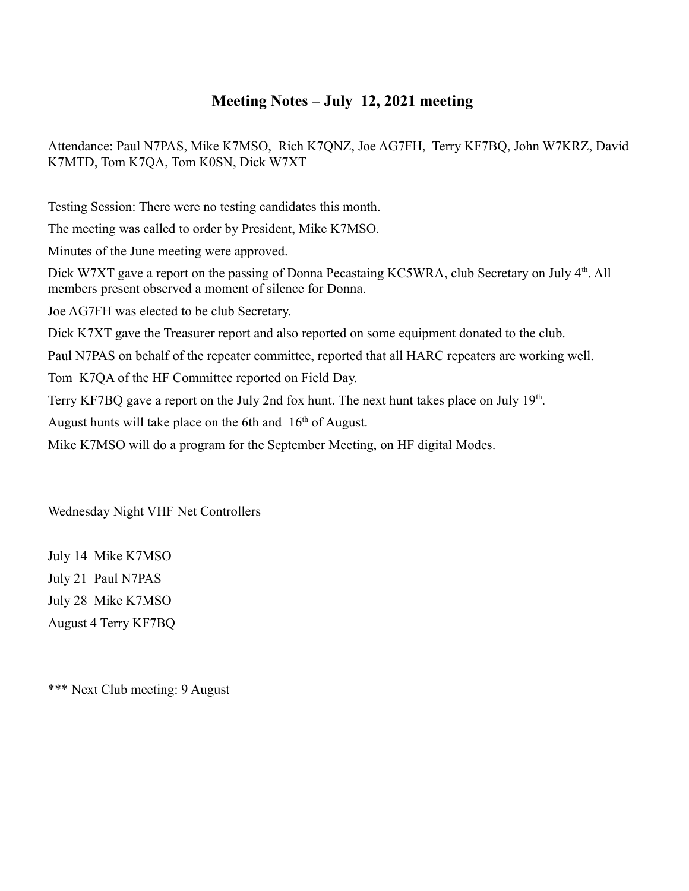# Meeting Notes – July 12, 2021 meeting

Attendance: Paul N7PAS, Mike K7MSO, Rich K7QNZ, Joe AG7FH, Terry KF7BQ, John W7KRZ, David K7MTD, Tom K7QA, Tom K0SN, Dick W7XT

Testing Session: There were no testing candidates this month.

The meeting was called to order by President, Mike K7MSO.

Minutes of the June meeting were approved.

Dick W7XT gave a report on the passing of Donna Pecastaing KC5WRA, club Secretary on July 4th. All members present observed a moment of silence for Donna.

Joe AG7FH was elected to be club Secretary.

Dick K7XT gave the Treasurer report and also reported on some equipment donated to the club.

Paul N7PAS on behalf of the repeater committee, reported that all HARC repeaters are working well.

Tom K7QA of the HF Committee reported on Field Day.

Terry KF7BQ gave a report on the July 2nd fox hunt. The next hunt takes place on July 19th.

August hunts will take place on the 6th and 16th of August.

Mike K7MSO will do a program for the September Meeting, on HF digital Modes.

Wednesday Night VHF Net Controllers

July 14 Mike K7MSO

July 21 Paul N7PAS

July 28 Mike K7MSO

August 4 Terry KF7BQ

*** Next Club meeting: 9 August